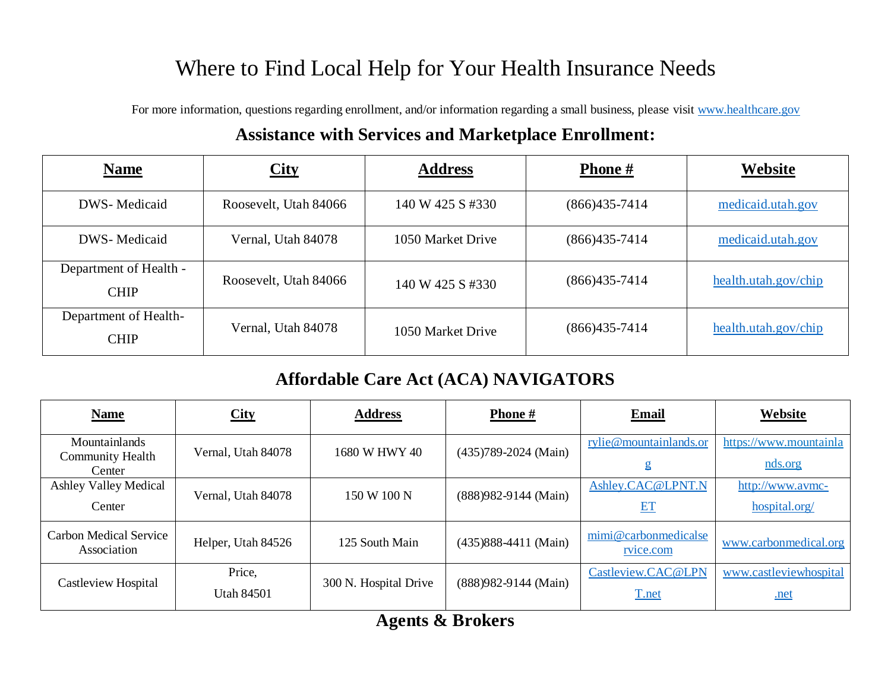# Where to Find Local Help for Your Health Insurance Needs

For more information, questions regarding enrollment, and/or information regarding a small business, please visit www.healthcare.gov

## Assistance with Services and Marketplace Enrollment:

| Name | City | Address | Phone # | Website |
|---|---|---|---|---|
| DWS- Medicaid | Roosevelt, Utah 84066 | 140 W 425 S #330 | (866)435-7414 | medicaid.utah.gov |
| DWS- Medicaid | Vernal, Utah 84078 | 1050 Market Drive | (866)435-7414 | medicaid.utah.gov |
| Department of Health - CHIP | Roosevelt, Utah 84066 | 140 W 425 S #330 | (866)435-7414 | health.utah.gov/chip |
| Department of Health- CHIP | Vernal, Utah 84078 | 1050 Market Drive | (866)435-7414 | health.utah.gov/chip |

## Affordable Care Act (ACA) NAVIGATORS

| Name | City | Address | Phone # | Email | Website |
|---|---|---|---|---|---|
| Mountainlands Community Health Center | Vernal, Utah 84078 | 1680 W HWY 40 | (435)789-2024 (Main) | rylie@mountainlands.org | https://www.mountainlands.org |
| Ashley Valley Medical Center | Vernal, Utah 84078 | 150 W 100 N | (888)982-9144 (Main) | Ashley.CAC@LPNT.NET | http://www.avmc-hospital.org/ |
| Carbon Medical Service Association | Helper, Utah 84526 | 125 South Main | (435)888-4411 (Main) | mimi@carbonmedicalservice.com | www.carbonmedical.org |
| Castleview Hospital | Price, Utah 84501 | 300 N. Hospital Drive | (888)982-9144 (Main) | Castleview.CAC@LPNT.net | www.castleviewhospital.net |

## Agents & Brokers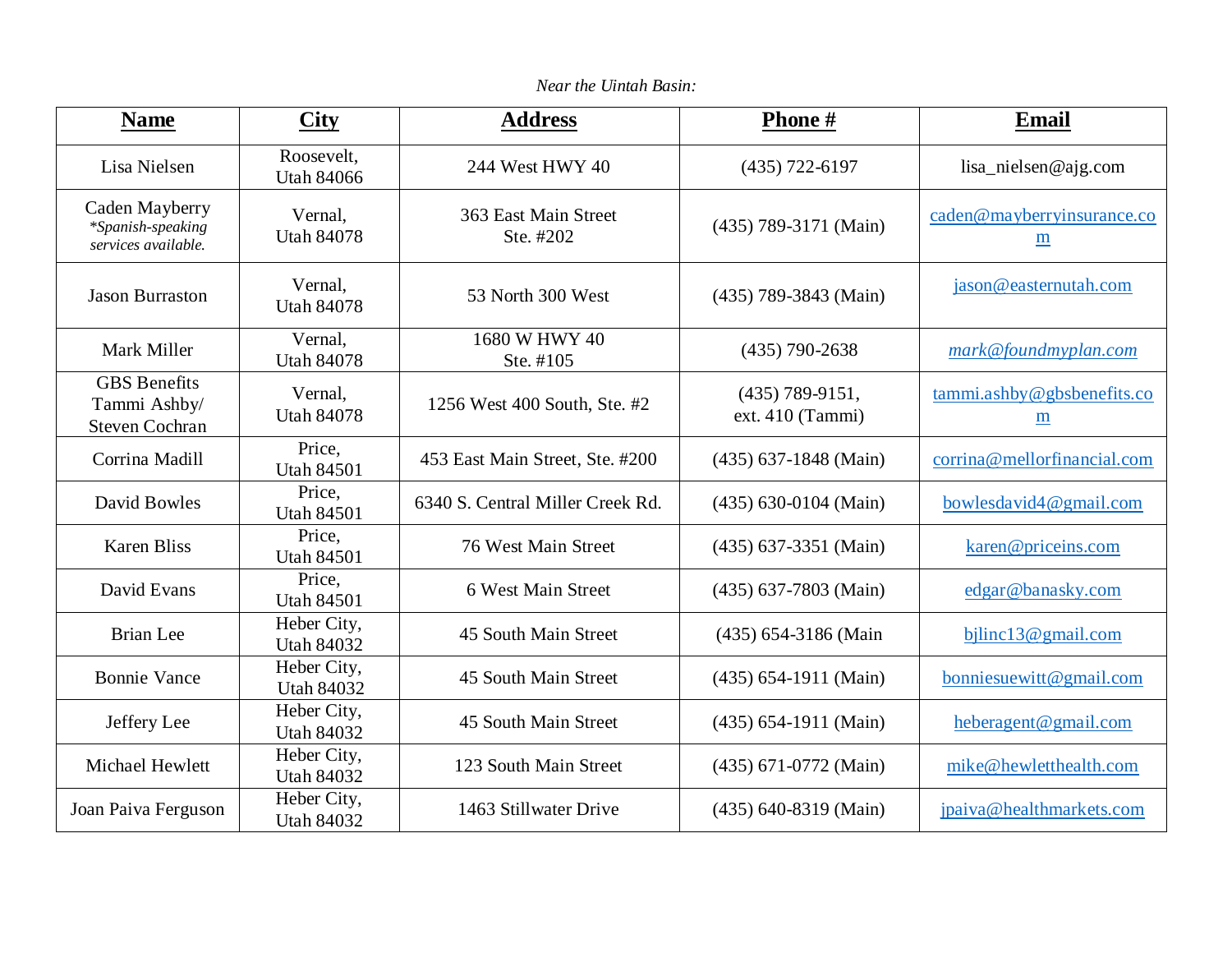*Near the Uintah Basin:*

| **Name** | **City** | **Address** | **Phone #** | **Email** |
|---|---|---|---|---|
| Lisa Nielsen | Roosevelt, Utah 84066 | 244 West HWY 40 | (435) 722-6197 | lisa_nielsen@ajg.com |
| Caden Mayberry *\*Spanish-speaking services available.* | Vernal, Utah 84078 | 363 East Main Street Ste. #202 | (435) 789-3171 (Main) | caden@mayberryinsurance.com |
| Jason Burraston | Vernal, Utah 84078 | 53 North 300 West | (435) 789-3843 (Main) | jason@easternutah.com |
| Mark Miller | Vernal, Utah 84078 | 1680 W HWY 40 Ste. #105 | (435) 790-2638 | *mark@foundmyplan.com* |
| GBS Benefits Tammi Ashby/ Steven Cochran | Vernal, Utah 84078 | 1256 West 400 South, Ste. #2 | (435) 789-9151, ext. 410 (Tammi) | tammi.ashby@gbsbenefits.com |
| Corrina Madill | Price, Utah 84501 | 453 East Main Street, Ste. #200 | (435) 637-1848 (Main) | corrina@mellorfinancial.com |
| David Bowles | Price, Utah 84501 | 6340 S. Central Miller Creek Rd. | (435) 630-0104 (Main) | bowlesdavid4@gmail.com |
| Karen Bliss | Price, Utah 84501 | 76 West Main Street | (435) 637-3351 (Main) | karen@priceins.com |
| David Evans | Price, Utah 84501 | 6 West Main Street | (435) 637-7803 (Main) | edgar@banasky.com |
| Brian Lee | Heber City, Utah 84032 | 45 South Main Street | (435) 654-3186 (Main | bjlinc13@gmail.com |
| Bonnie Vance | Heber City, Utah 84032 | 45 South Main Street | (435) 654-1911 (Main) | bonniesuewitt@gmail.com |
| Jeffery Lee | Heber City, Utah 84032 | 45 South Main Street | (435) 654-1911 (Main) | heberagent@gmail.com |
| Michael Hewlett | Heber City, Utah 84032 | 123 South Main Street | (435) 671-0772 (Main) | mike@hewletthealth.com |
| Joan Paiva Ferguson | Heber City, Utah 84032 | 1463 Stillwater Drive | (435) 640-8319 (Main) | jpaiva@healthmarkets.com |